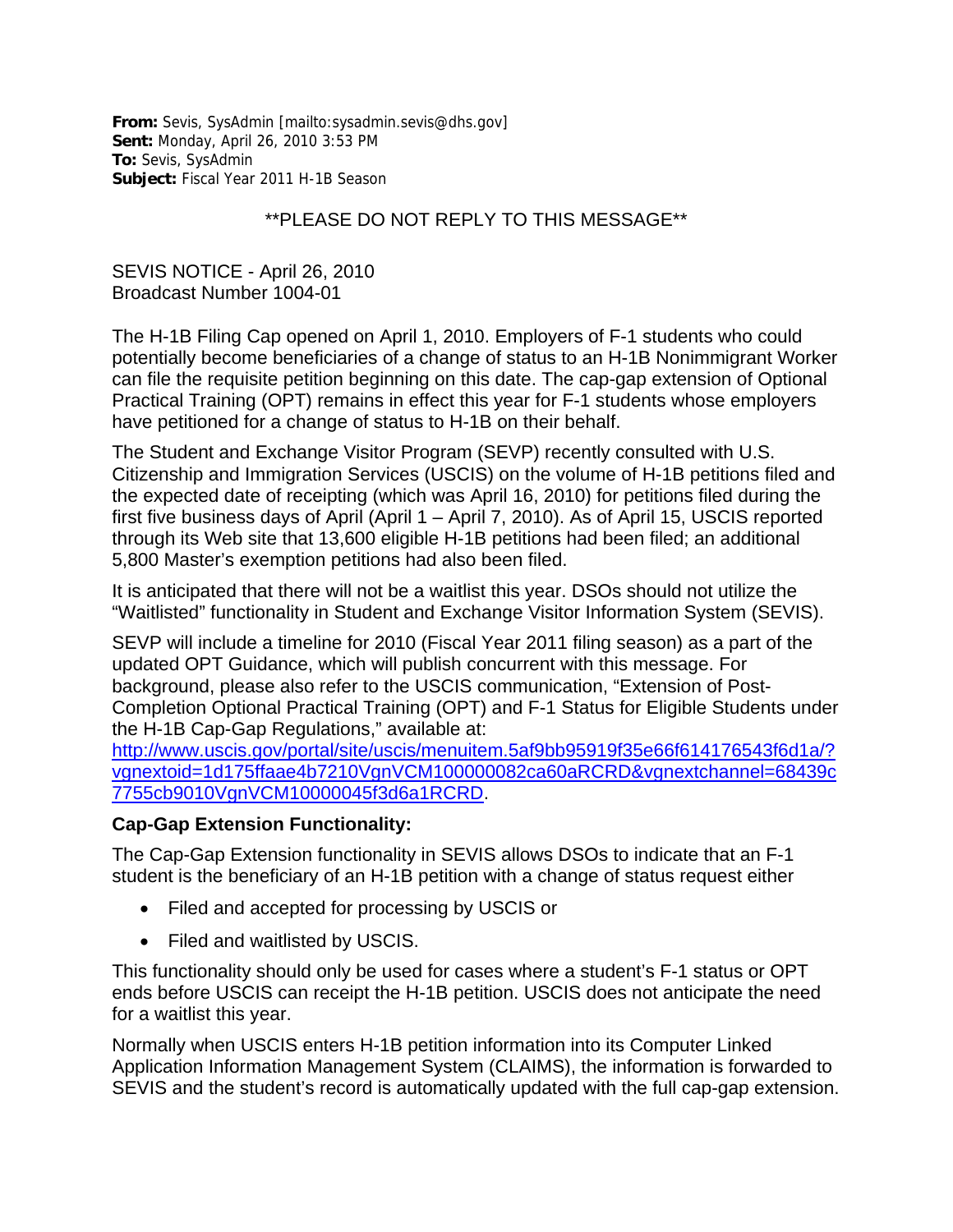**From:** Sevis, SysAdmin [mailto:sysadmin.sevis@dhs.gov]
**Sent:** Monday, April 26, 2010 3:53 PM
**To:** Sevis, SysAdmin
**Subject:** Fiscal Year 2011 H-1B Season

**PLEASE DO NOT REPLY TO THIS MESSAGE**

SEVIS NOTICE - April 26, 2010
Broadcast Number 1004-01

The H-1B Filing Cap opened on April 1, 2010. Employers of F-1 students who could potentially become beneficiaries of a change of status to an H-1B Nonimmigrant Worker can file the requisite petition beginning on this date. The cap-gap extension of Optional Practical Training (OPT) remains in effect this year for F-1 students whose employers have petitioned for a change of status to H-1B on their behalf.

The Student and Exchange Visitor Program (SEVP) recently consulted with U.S. Citizenship and Immigration Services (USCIS) on the volume of H-1B petitions filed and the expected date of receipting (which was April 16, 2010) for petitions filed during the first five business days of April (April 1 – April 7, 2010). As of April 15, USCIS reported through its Web site that 13,600 eligible H-1B petitions had been filed; an additional 5,800 Master's exemption petitions had also been filed.

It is anticipated that there will not be a waitlist this year. DSOs should not utilize the "Waitlisted" functionality in Student and Exchange Visitor Information System (SEVIS).

SEVP will include a timeline for 2010 (Fiscal Year 2011 filing season) as a part of the updated OPT Guidance, which will publish concurrent with this message. For background, please also refer to the USCIS communication, "Extension of Post-Completion Optional Practical Training (OPT) and F-1 Status for Eligible Students under the H-1B Cap-Gap Regulations," available at: http://www.uscis.gov/portal/site/uscis/menuitem.5af9bb95919f35e66f614176543f6d1a/?vgnextoid=1d175ffaae4b7210VgnVCM100000082ca60aRCRD&vgnextchannel=68439c7755cb9010VgnVCM10000045f3d6a1RCRD.

**Cap-Gap Extension Functionality:**

The Cap-Gap Extension functionality in SEVIS allows DSOs to indicate that an F-1 student is the beneficiary of an H-1B petition with a change of status request either

- Filed and accepted for processing by USCIS or
- Filed and waitlisted by USCIS.

This functionality should only be used for cases where a student's F-1 status or OPT ends before USCIS can receipt the H-1B petition. USCIS does not anticipate the need for a waitlist this year.

Normally when USCIS enters H-1B petition information into its Computer Linked Application Information Management System (CLAIMS), the information is forwarded to SEVIS and the student's record is automatically updated with the full cap-gap extension.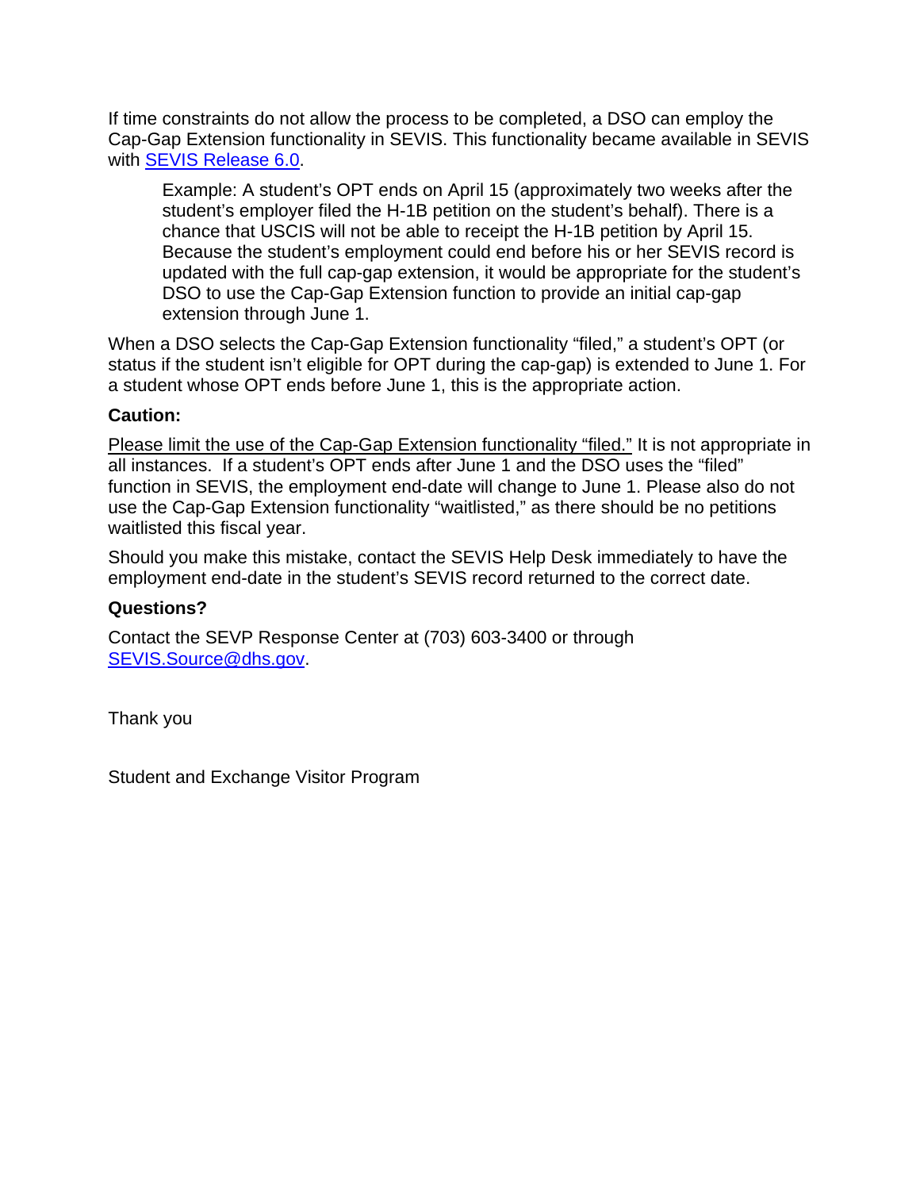If time constraints do not allow the process to be completed, a DSO can employ the Cap-Gap Extension functionality in SEVIS. This functionality became available in SEVIS with [SEVIS Release 6.0](SEVIS Release 6.0).

> Example: A student's OPT ends on April 15 (approximately two weeks after the student's employer filed the H-1B petition on the student's behalf). There is a chance that USCIS will not be able to receipt the H-1B petition by April 15. Because the student's employment could end before his or her SEVIS record is updated with the full cap-gap extension, it would be appropriate for the student's DSO to use the Cap-Gap Extension function to provide an initial cap-gap extension through June 1.

When a DSO selects the Cap-Gap Extension functionality "filed," a student's OPT (or status if the student isn't eligible for OPT during the cap-gap) is extended to June 1. For a student whose OPT ends before June 1, this is the appropriate action.

**Caution:**

<u>Please limit the use of the Cap-Gap Extension functionality "filed."</u> It is not appropriate in all instances. If a student's OPT ends after June 1 and the DSO uses the "filed" function in SEVIS, the employment end-date will change to June 1. Please also do not use the Cap-Gap Extension functionality "waitlisted," as there should be no petitions waitlisted this fiscal year.

Should you make this mistake, contact the SEVIS Help Desk immediately to have the employment end-date in the student's SEVIS record returned to the correct date.

**Questions?**

Contact the SEVP Response Center at (703) 603-3400 or through [SEVIS.Source@dhs.gov](mailto:SEVIS.Source@dhs.gov).

Thank you

Student and Exchange Visitor Program